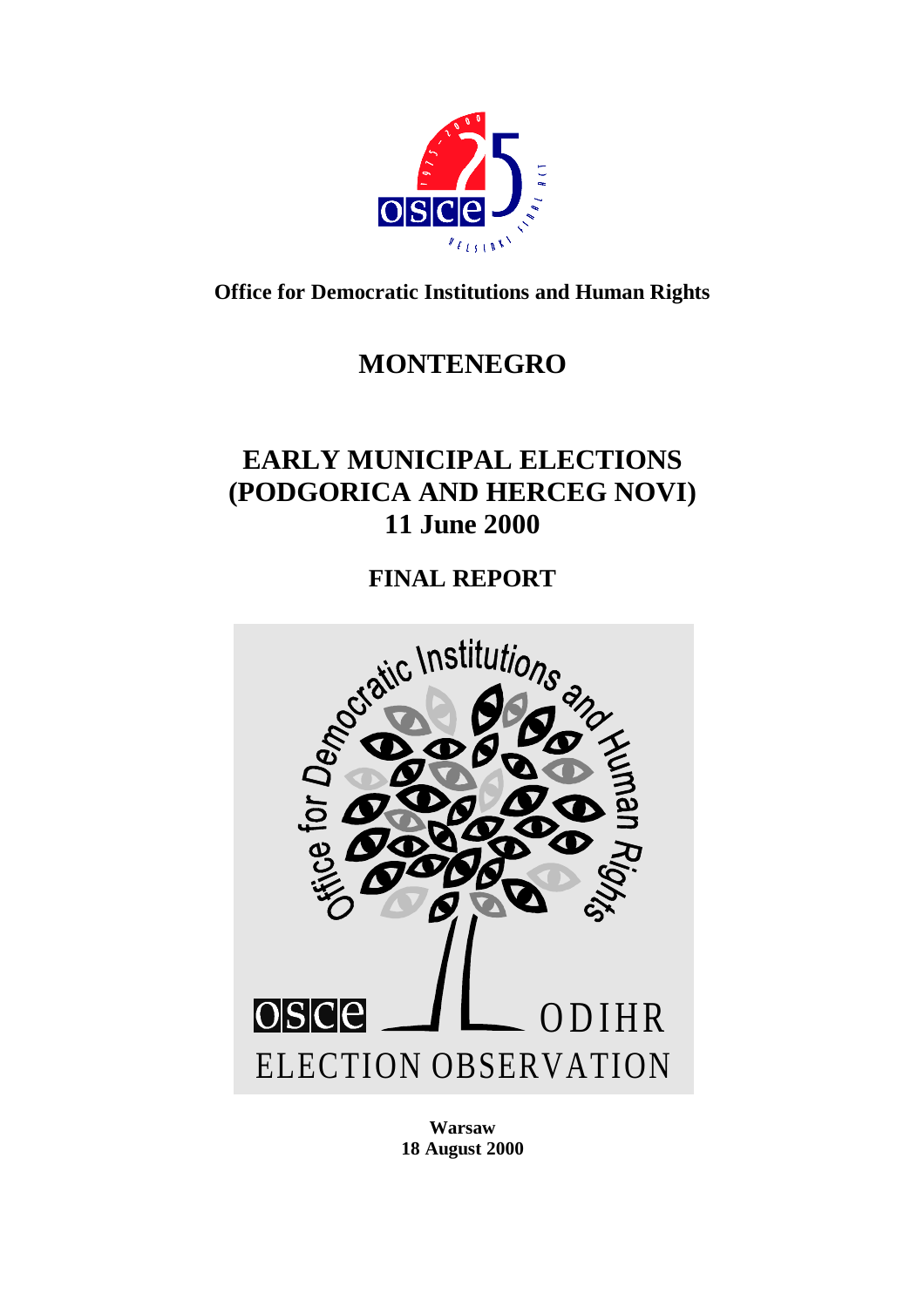**Office for Democratic Institutions and Human Rights**

# MONTENEGRO

# EARLY MUNICIPAL ELECTIONS (PODGORICA AND HERCEG NOVI) 11 June 2000

## FINAL REPORT

**Warsaw**
**18 August 2000**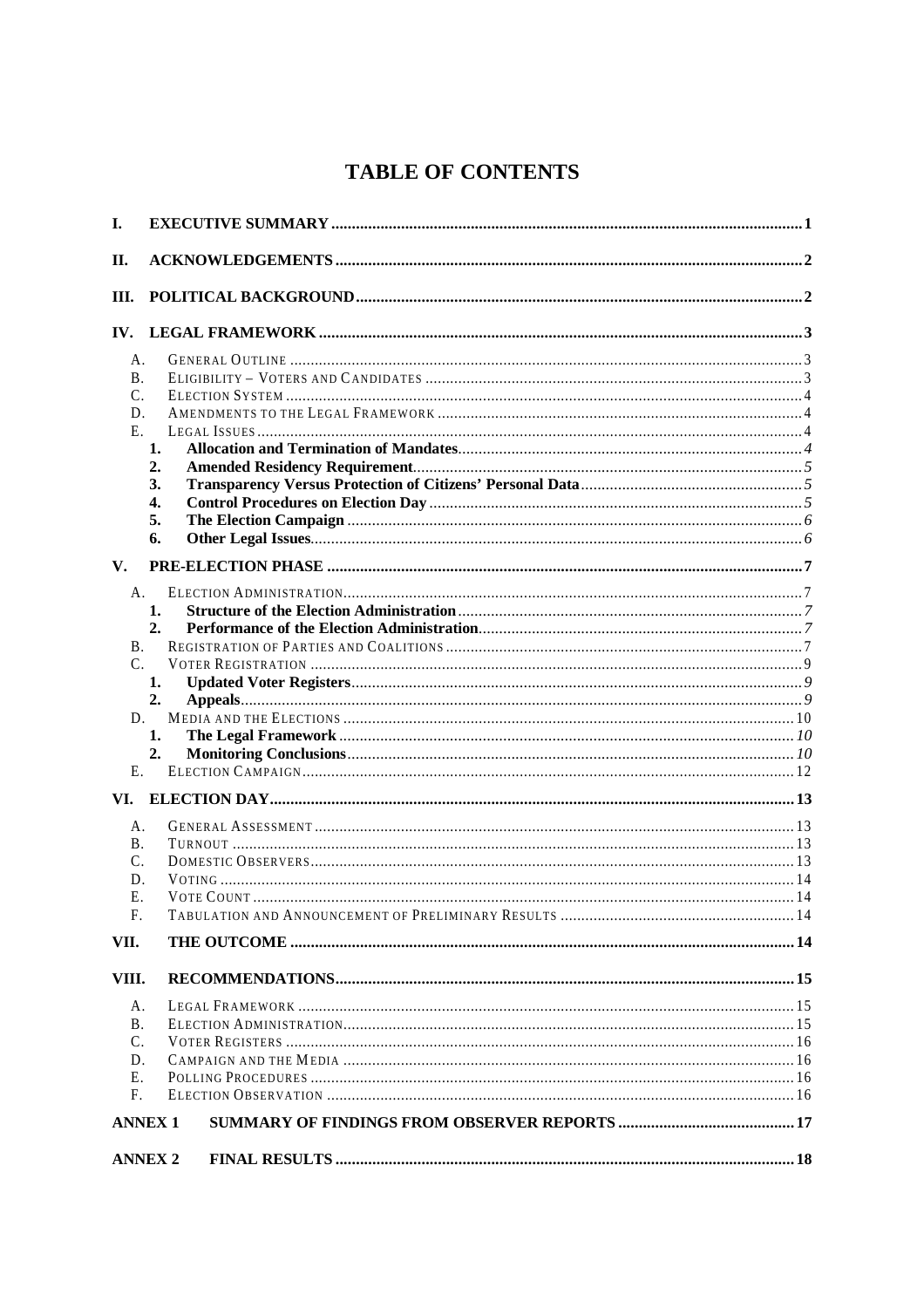# TABLE OF CONTENTS

- I. EXECUTIVE SUMMARY ..... 1
- II. ACKNOWLEDGEMENTS ..... 2
- III. POLITICAL BACKGROUND ..... 2
- IV. LEGAL FRAMEWORK ..... 3
  - A. GENERAL OUTLINE ..... 3
  - B. ELIGIBILITY – VOTERS AND CANDIDATES ..... 3
  - C. ELECTION SYSTEM ..... 4
  - D. AMENDMENTS TO THE LEGAL FRAMEWORK ..... 4
  - E. LEGAL ISSUES ..... 4
    1. **Allocation and Termination of Mandates** ..... *4*
    2. **Amended Residency Requirement** ..... *5*
    3. **Transparency Versus Protection of Citizens' Personal Data** ..... *5*
    4. **Control Procedures on Election Day** ..... *5*
    5. **The Election Campaign** ..... *6*
    6. **Other Legal Issues** ..... *6*
- V. PRE-ELECTION PHASE ..... 7
  - A. ELECTION ADMINISTRATION ..... 7
    1. **Structure of the Election Administration** ..... *7*
    2. **Performance of the Election Administration** ..... *7*
  - B. REGISTRATION OF PARTIES AND COALITIONS ..... 7
  - C. VOTER REGISTRATION ..... 9
    1. **Updated Voter Registers** ..... *9*
    2. **Appeals** ..... *9*
  - D. MEDIA AND THE ELECTIONS ..... 10
    1. **The Legal Framework** ..... *10*
    2. **Monitoring Conclusions** ..... *10*
  - E. ELECTION CAMPAIGN ..... 12
- VI. ELECTION DAY ..... 13
  - A. GENERAL ASSESSMENT ..... 13
  - B. TURNOUT ..... 13
  - C. DOMESTIC OBSERVERS ..... 13
  - D. VOTING ..... 14
  - E. VOTE COUNT ..... 14
  - F. TABULATION AND ANNOUNCEMENT OF PRELIMINARY RESULTS ..... 14
- VII. THE OUTCOME ..... 14
- VIII. RECOMMENDATIONS ..... 15
  - A. LEGAL FRAMEWORK ..... 15
  - B. ELECTION ADMINISTRATION ..... 15
  - C. VOTER REGISTERS ..... 16
  - D. CAMPAIGN AND THE MEDIA ..... 16
  - E. POLLING PROCEDURES ..... 16
  - F. ELECTION OBSERVATION ..... 16
- ANNEX 1 SUMMARY OF FINDINGS FROM OBSERVER REPORTS ..... 17
- ANNEX 2 FINAL RESULTS ..... 18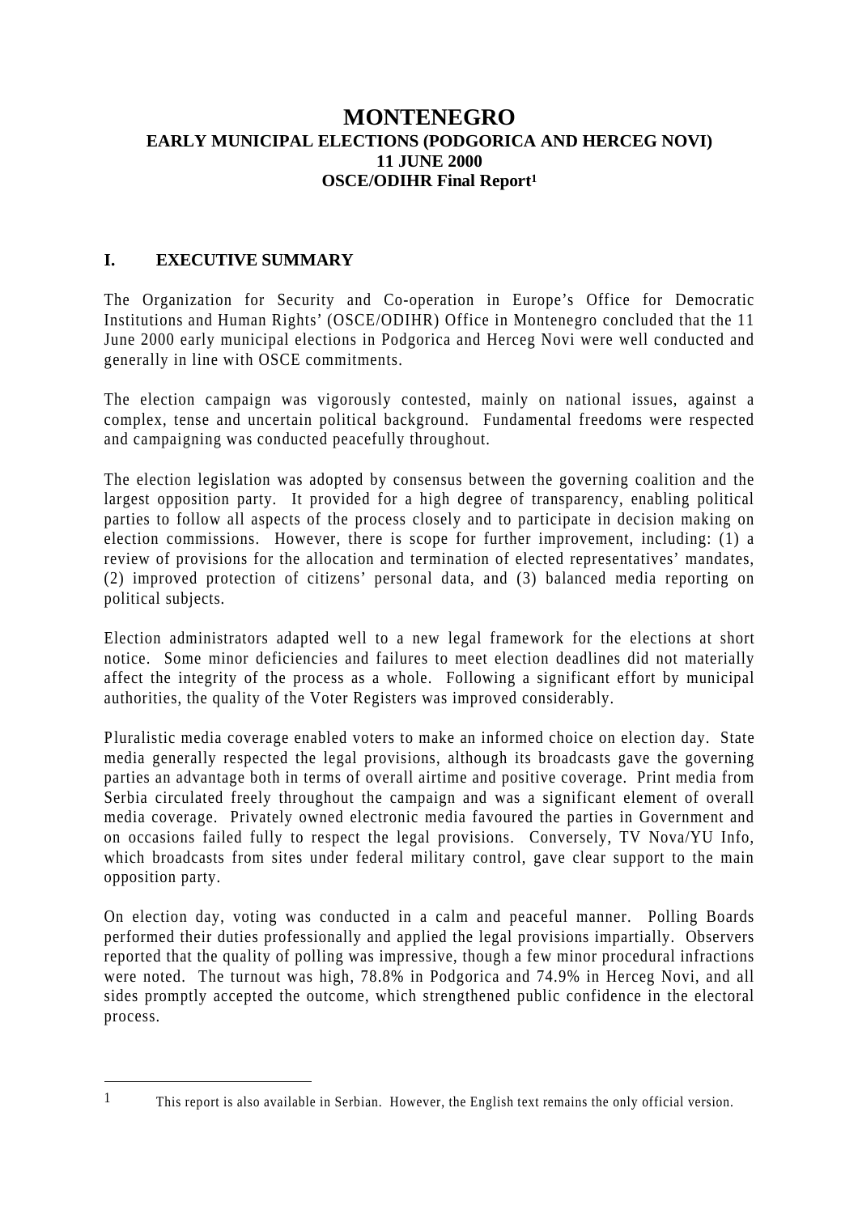# MONTENEGRO
## EARLY MUNICIPAL ELECTIONS (PODGORICA AND HERCEG NOVI)
## 11 JUNE 2000
## OSCE/ODIHR Final Report[1]

## I. EXECUTIVE SUMMARY

The Organization for Security and Co-operation in Europe's Office for Democratic Institutions and Human Rights' (OSCE/ODIHR) Office in Montenegro concluded that the 11 June 2000 early municipal elections in Podgorica and Herceg Novi were well conducted and generally in line with OSCE commitments.

The election campaign was vigorously contested, mainly on national issues, against a complex, tense and uncertain political background. Fundamental freedoms were respected and campaigning was conducted peacefully throughout.

The election legislation was adopted by consensus between the governing coalition and the largest opposition party. It provided for a high degree of transparency, enabling political parties to follow all aspects of the process closely and to participate in decision making on election commissions. However, there is scope for further improvement, including: (1) a review of provisions for the allocation and termination of elected representatives' mandates, (2) improved protection of citizens' personal data, and (3) balanced media reporting on political subjects.

Election administrators adapted well to a new legal framework for the elections at short notice. Some minor deficiencies and failures to meet election deadlines did not materially affect the integrity of the process as a whole. Following a significant effort by municipal authorities, the quality of the Voter Registers was improved considerably.

Pluralistic media coverage enabled voters to make an informed choice on election day. State media generally respected the legal provisions, although its broadcasts gave the governing parties an advantage both in terms of overall airtime and positive coverage. Print media from Serbia circulated freely throughout the campaign and was a significant element of overall media coverage. Privately owned electronic media favoured the parties in Government and on occasions failed fully to respect the legal provisions. Conversely, TV Nova/YU Info, which broadcasts from sites under federal military control, gave clear support to the main opposition party.

On election day, voting was conducted in a calm and peaceful manner. Polling Boards performed their duties professionally and applied the legal provisions impartially. Observers reported that the quality of polling was impressive, though a few minor procedural infractions were noted. The turnout was high, 78.8% in Podgorica and 74.9% in Herceg Novi, and all sides promptly accepted the outcome, which strengthened public confidence in the electoral process.

---

[1] This report is also available in Serbian. However, the English text remains the only official version.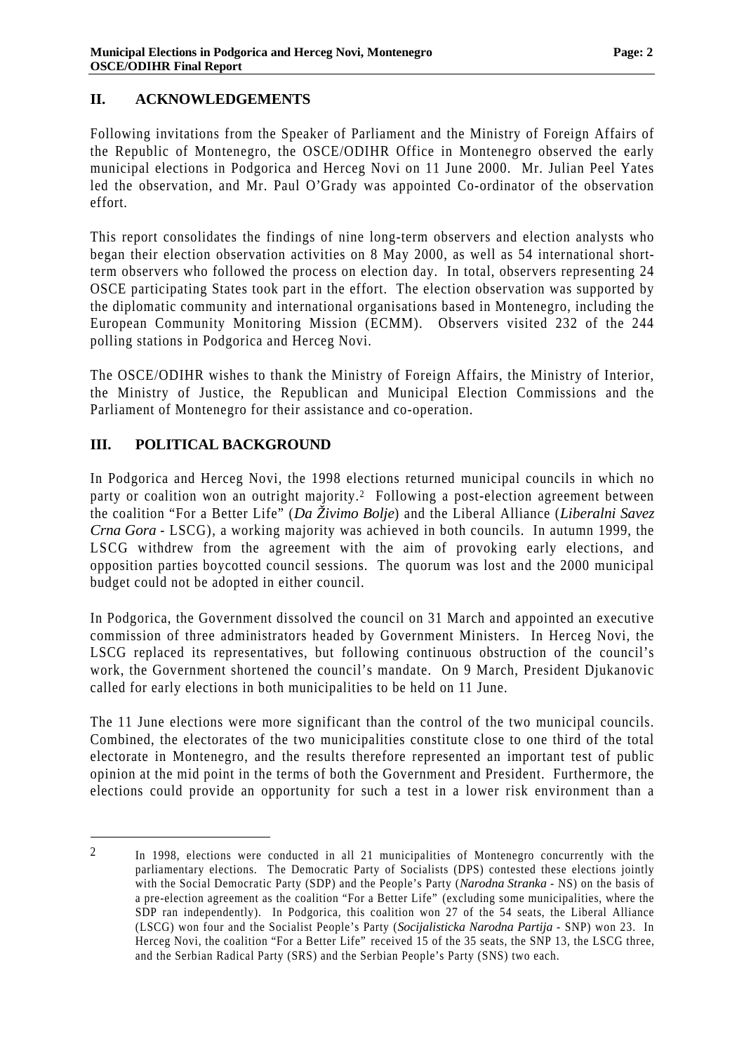## II. ACKNOWLEDGEMENTS

Following invitations from the Speaker of Parliament and the Ministry of Foreign Affairs of the Republic of Montenegro, the OSCE/ODIHR Office in Montenegro observed the early municipal elections in Podgorica and Herceg Novi on 11 June 2000. Mr. Julian Peel Yates led the observation, and Mr. Paul O'Grady was appointed Co-ordinator of the observation effort.

This report consolidates the findings of nine long-term observers and election analysts who began their election observation activities on 8 May 2000, as well as 54 international short-term observers who followed the process on election day. In total, observers representing 24 OSCE participating States took part in the effort. The election observation was supported by the diplomatic community and international organisations based in Montenegro, including the European Community Monitoring Mission (ECMM). Observers visited 232 of the 244 polling stations in Podgorica and Herceg Novi.

The OSCE/ODIHR wishes to thank the Ministry of Foreign Affairs, the Ministry of Interior, the Ministry of Justice, the Republican and Municipal Election Commissions and the Parliament of Montenegro for their assistance and co-operation.

## III. POLITICAL BACKGROUND

In Podgorica and Herceg Novi, the 1998 elections returned municipal councils in which no party or coalition won an outright majority.[2] Following a post-election agreement between the coalition "For a Better Life" (*Da Živimo Bolje*) and the Liberal Alliance (*Liberalni Savez Crna Gora* - LSCG), a working majority was achieved in both councils. In autumn 1999, the LSCG withdrew from the agreement with the aim of provoking early elections, and opposition parties boycotted council sessions. The quorum was lost and the 2000 municipal budget could not be adopted in either council.

In Podgorica, the Government dissolved the council on 31 March and appointed an executive commission of three administrators headed by Government Ministers. In Herceg Novi, the LSCG replaced its representatives, but following continuous obstruction of the council's work, the Government shortened the council's mandate. On 9 March, President Djukanovic called for early elections in both municipalities to be held on 11 June.

The 11 June elections were more significant than the control of the two municipal councils. Combined, the electorates of the two municipalities constitute close to one third of the total electorate in Montenegro, and the results therefore represented an important test of public opinion at the mid point in the terms of both the Government and President. Furthermore, the elections could provide an opportunity for such a test in a lower risk environment than a

---

[2] In 1998, elections were conducted in all 21 municipalities of Montenegro concurrently with the parliamentary elections. The Democratic Party of Socialists (DPS) contested these elections jointly with the Social Democratic Party (SDP) and the People's Party (*Narodna Stranka* - NS) on the basis of a pre-election agreement as the coalition "For a Better Life" (excluding some municipalities, where the SDP ran independently). In Podgorica, this coalition won 27 of the 54 seats, the Liberal Alliance (LSCG) won four and the Socialist People's Party (*Socijalisticka Narodna Partija* - SNP) won 23. In Herceg Novi, the coalition "For a Better Life" received 15 of the 35 seats, the SNP 13, the LSCG three, and the Serbian Radical Party (SRS) and the Serbian People's Party (SNS) two each.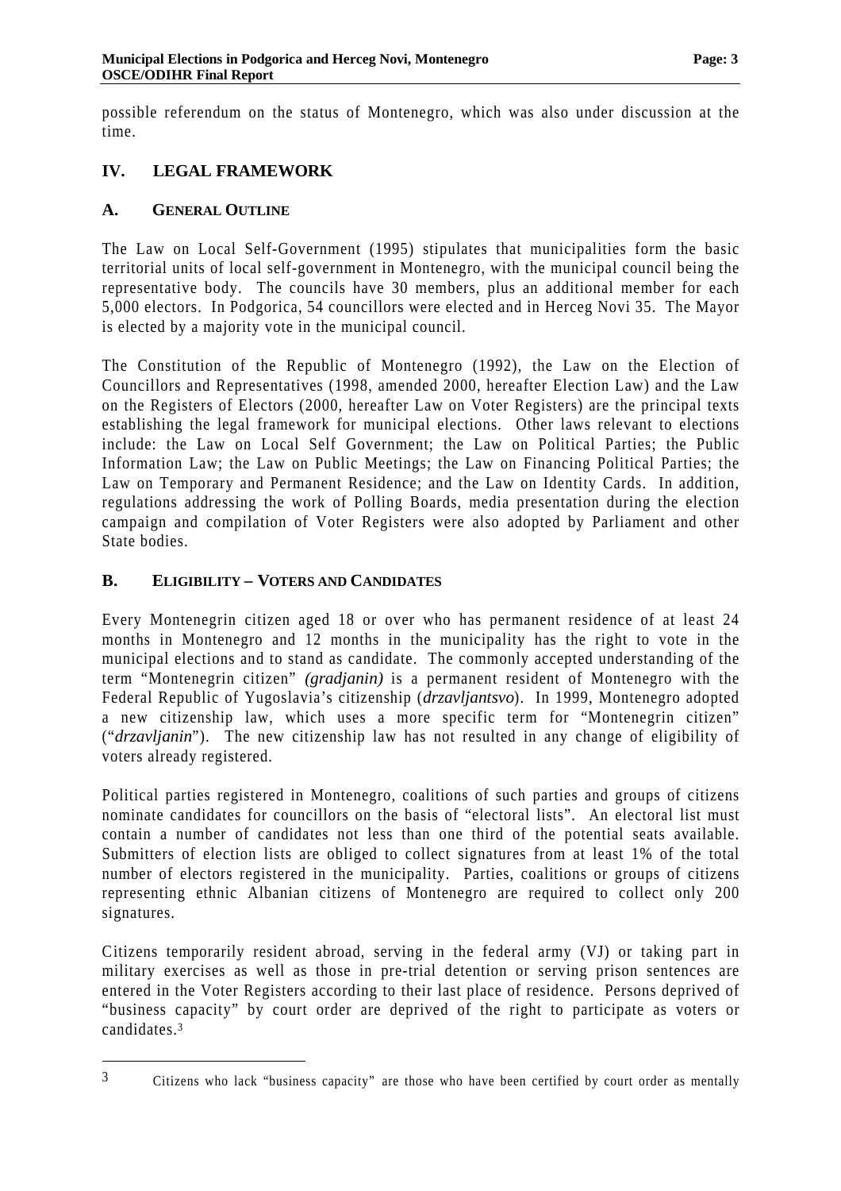possible referendum on the status of Montenegro, which was also under discussion at the time.

## IV. LEGAL FRAMEWORK

### A. GENERAL OUTLINE

The Law on Local Self-Government (1995) stipulates that municipalities form the basic territorial units of local self-government in Montenegro, with the municipal council being the representative body. The councils have 30 members, plus an additional member for each 5,000 electors. In Podgorica, 54 councillors were elected and in Herceg Novi 35. The Mayor is elected by a majority vote in the municipal council.

The Constitution of the Republic of Montenegro (1992), the Law on the Election of Councillors and Representatives (1998, amended 2000, hereafter Election Law) and the Law on the Registers of Electors (2000, hereafter Law on Voter Registers) are the principal texts establishing the legal framework for municipal elections. Other laws relevant to elections include: the Law on Local Self Government; the Law on Political Parties; the Public Information Law; the Law on Public Meetings; the Law on Financing Political Parties; the Law on Temporary and Permanent Residence; and the Law on Identity Cards. In addition, regulations addressing the work of Polling Boards, media presentation during the election campaign and compilation of Voter Registers were also adopted by Parliament and other State bodies.

### B. ELIGIBILITY – VOTERS AND CANDIDATES

Every Montenegrin citizen aged 18 or over who has permanent residence of at least 24 months in Montenegro and 12 months in the municipality has the right to vote in the municipal elections and to stand as candidate. The commonly accepted understanding of the term "Montenegrin citizen" *(gradjanin)* is a permanent resident of Montenegro with the Federal Republic of Yugoslavia's citizenship (*drzavljantsvo*). In 1999, Montenegro adopted a new citizenship law, which uses a more specific term for "Montenegrin citizen" ("*drzavljanin*"). The new citizenship law has not resulted in any change of eligibility of voters already registered.

Political parties registered in Montenegro, coalitions of such parties and groups of citizens nominate candidates for councillors on the basis of "electoral lists". An electoral list must contain a number of candidates not less than one third of the potential seats available. Submitters of election lists are obliged to collect signatures from at least 1% of the total number of electors registered in the municipality. Parties, coalitions or groups of citizens representing ethnic Albanian citizens of Montenegro are required to collect only 200 signatures.

Citizens temporarily resident abroad, serving in the federal army (VJ) or taking part in military exercises as well as those in pre-trial detention or serving prison sentences are entered in the Voter Registers according to their last place of residence. Persons deprived of "business capacity" by court order are deprived of the right to participate as voters or candidates.[3]

---

[3] Citizens who lack "business capacity" are those who have been certified by court order as mentally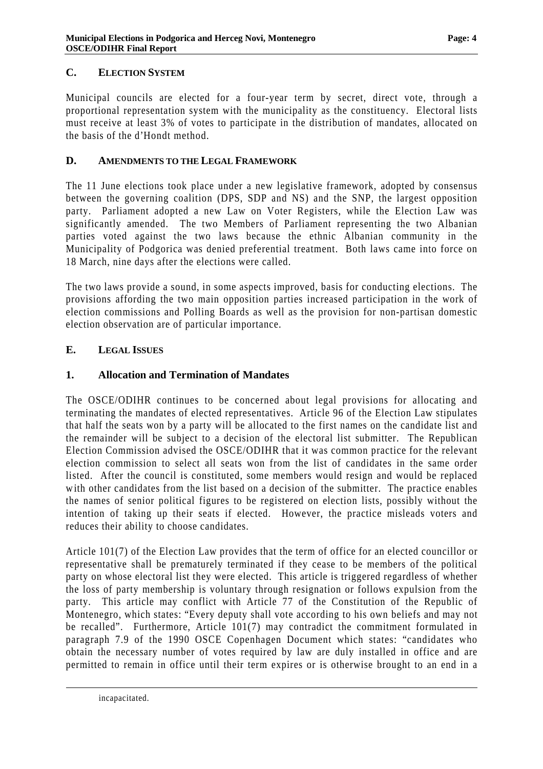## C. Election System

Municipal councils are elected for a four-year term by secret, direct vote, through a proportional representation system with the municipality as the constituency. Electoral lists must receive at least 3% of votes to participate in the distribution of mandates, allocated on the basis of the d'Hondt method.

## D. Amendments to the Legal Framework

The 11 June elections took place under a new legislative framework, adopted by consensus between the governing coalition (DPS, SDP and NS) and the SNP, the largest opposition party. Parliament adopted a new Law on Voter Registers, while the Election Law was significantly amended. The two Members of Parliament representing the two Albanian parties voted against the two laws because the ethnic Albanian community in the Municipality of Podgorica was denied preferential treatment. Both laws came into force on 18 March, nine days after the elections were called.

The two laws provide a sound, in some aspects improved, basis for conducting elections. The provisions affording the two main opposition parties increased participation in the work of election commissions and Polling Boards as well as the provision for non-partisan domestic election observation are of particular importance.

## E. Legal Issues

### 1. Allocation and Termination of Mandates

The OSCE/ODIHR continues to be concerned about legal provisions for allocating and terminating the mandates of elected representatives. Article 96 of the Election Law stipulates that half the seats won by a party will be allocated to the first names on the candidate list and the remainder will be subject to a decision of the electoral list submitter. The Republican Election Commission advised the OSCE/ODIHR that it was common practice for the relevant election commission to select all seats won from the list of candidates in the same order listed. After the council is constituted, some members would resign and would be replaced with other candidates from the list based on a decision of the submitter. The practice enables the names of senior political figures to be registered on election lists, possibly without the intention of taking up their seats if elected. However, the practice misleads voters and reduces their ability to choose candidates.

Article 101(7) of the Election Law provides that the term of office for an elected councillor or representative shall be prematurely terminated if they cease to be members of the political party on whose electoral list they were elected. This article is triggered regardless of whether the loss of party membership is voluntary through resignation or follows expulsion from the party. This article may conflict with Article 77 of the Constitution of the Republic of Montenegro, which states: "Every deputy shall vote according to his own beliefs and may not be recalled". Furthermore, Article 101(7) may contradict the commitment formulated in paragraph 7.9 of the 1990 OSCE Copenhagen Document which states: "candidates who obtain the necessary number of votes required by law are duly installed in office and are permitted to remain in office until their term expires or is otherwise brought to an end in a

incapacitated.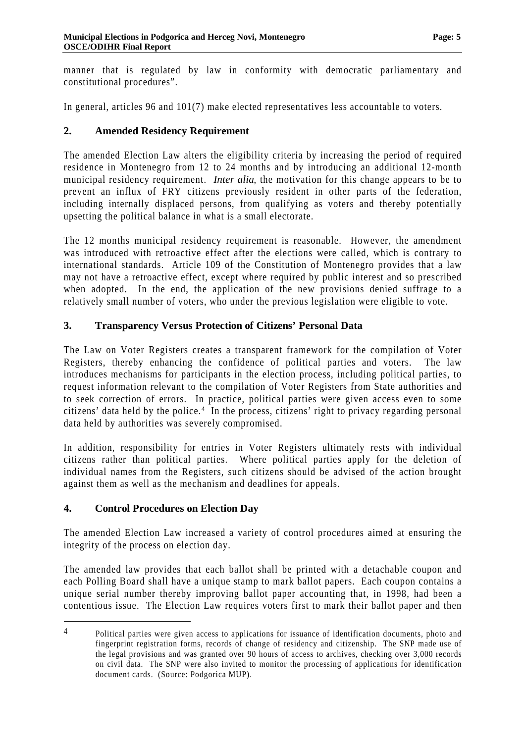manner that is regulated by law in conformity with democratic parliamentary and constitutional procedures".

In general, articles 96 and 101(7) make elected representatives less accountable to voters.

## 2. Amended Residency Requirement

The amended Election Law alters the eligibility criteria by increasing the period of required residence in Montenegro from 12 to 24 months and by introducing an additional 12-month municipal residency requirement. *Inter alia*, the motivation for this change appears to be to prevent an influx of FRY citizens previously resident in other parts of the federation, including internally displaced persons, from qualifying as voters and thereby potentially upsetting the political balance in what is a small electorate.

The 12 months municipal residency requirement is reasonable. However, the amendment was introduced with retroactive effect after the elections were called, which is contrary to international standards. Article 109 of the Constitution of Montenegro provides that a law may not have a retroactive effect, except where required by public interest and so prescribed when adopted. In the end, the application of the new provisions denied suffrage to a relatively small number of voters, who under the previous legislation were eligible to vote.

## 3. Transparency Versus Protection of Citizens' Personal Data

The Law on Voter Registers creates a transparent framework for the compilation of Voter Registers, thereby enhancing the confidence of political parties and voters. The law introduces mechanisms for participants in the election process, including political parties, to request information relevant to the compilation of Voter Registers from State authorities and to seek correction of errors. In practice, political parties were given access even to some citizens' data held by the police.[4] In the process, citizens' right to privacy regarding personal data held by authorities was severely compromised.

In addition, responsibility for entries in Voter Registers ultimately rests with individual citizens rather than political parties. Where political parties apply for the deletion of individual names from the Registers, such citizens should be advised of the action brought against them as well as the mechanism and deadlines for appeals.

## 4. Control Procedures on Election Day

The amended Election Law increased a variety of control procedures aimed at ensuring the integrity of the process on election day.

The amended law provides that each ballot shall be printed with a detachable coupon and each Polling Board shall have a unique stamp to mark ballot papers. Each coupon contains a unique serial number thereby improving ballot paper accounting that, in 1998, had been a contentious issue. The Election Law requires voters first to mark their ballot paper and then

---

[4] Political parties were given access to applications for issuance of identification documents, photo and fingerprint registration forms, records of change of residency and citizenship. The SNP made use of the legal provisions and was granted over 90 hours of access to archives, checking over 3,000 records on civil data. The SNP were also invited to monitor the processing of applications for identification document cards. (Source: Podgorica MUP).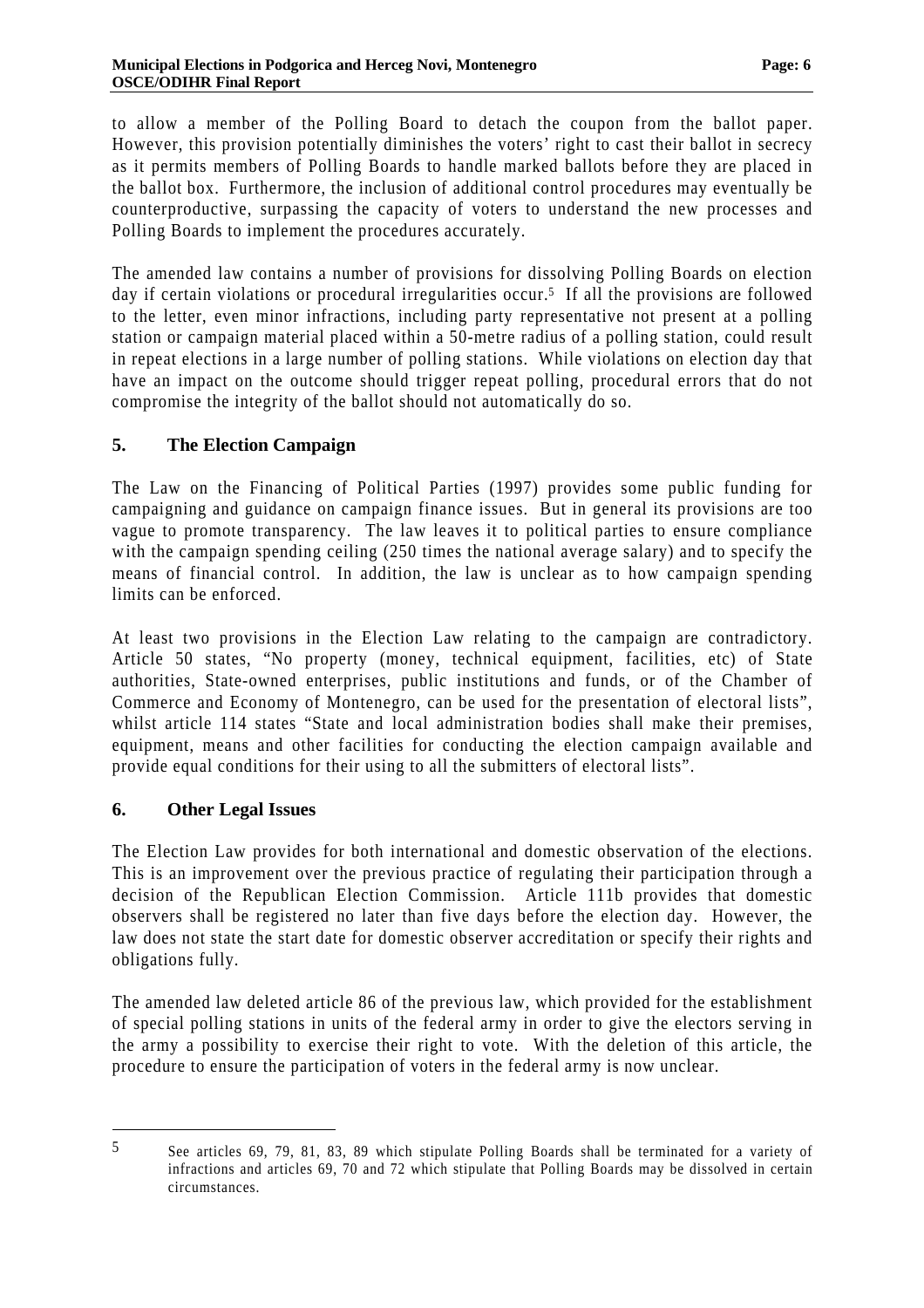to allow a member of the Polling Board to detach the coupon from the ballot paper. However, this provision potentially diminishes the voters' right to cast their ballot in secrecy as it permits members of Polling Boards to handle marked ballots before they are placed in the ballot box. Furthermore, the inclusion of additional control procedures may eventually be counterproductive, surpassing the capacity of voters to understand the new processes and Polling Boards to implement the procedures accurately.

The amended law contains a number of provisions for dissolving Polling Boards on election day if certain violations or procedural irregularities occur.[5] If all the provisions are followed to the letter, even minor infractions, including party representative not present at a polling station or campaign material placed within a 50-metre radius of a polling station, could result in repeat elections in a large number of polling stations. While violations on election day that have an impact on the outcome should trigger repeat polling, procedural errors that do not compromise the integrity of the ballot should not automatically do so.

## 5. The Election Campaign

The Law on the Financing of Political Parties (1997) provides some public funding for campaigning and guidance on campaign finance issues. But in general its provisions are too vague to promote transparency. The law leaves it to political parties to ensure compliance with the campaign spending ceiling (250 times the national average salary) and to specify the means of financial control. In addition, the law is unclear as to how campaign spending limits can be enforced.

At least two provisions in the Election Law relating to the campaign are contradictory. Article 50 states, "No property (money, technical equipment, facilities, etc) of State authorities, State-owned enterprises, public institutions and funds, or of the Chamber of Commerce and Economy of Montenegro, can be used for the presentation of electoral lists", whilst article 114 states "State and local administration bodies shall make their premises, equipment, means and other facilities for conducting the election campaign available and provide equal conditions for their using to all the submitters of electoral lists".

## 6. Other Legal Issues

The Election Law provides for both international and domestic observation of the elections. This is an improvement over the previous practice of regulating their participation through a decision of the Republican Election Commission. Article 111b provides that domestic observers shall be registered no later than five days before the election day. However, the law does not state the start date for domestic observer accreditation or specify their rights and obligations fully.

The amended law deleted article 86 of the previous law, which provided for the establishment of special polling stations in units of the federal army in order to give the electors serving in the army a possibility to exercise their right to vote. With the deletion of this article, the procedure to ensure the participation of voters in the federal army is now unclear.

---

[5] See articles 69, 79, 81, 83, 89 which stipulate Polling Boards shall be terminated for a variety of infractions and articles 69, 70 and 72 which stipulate that Polling Boards may be dissolved in certain circumstances.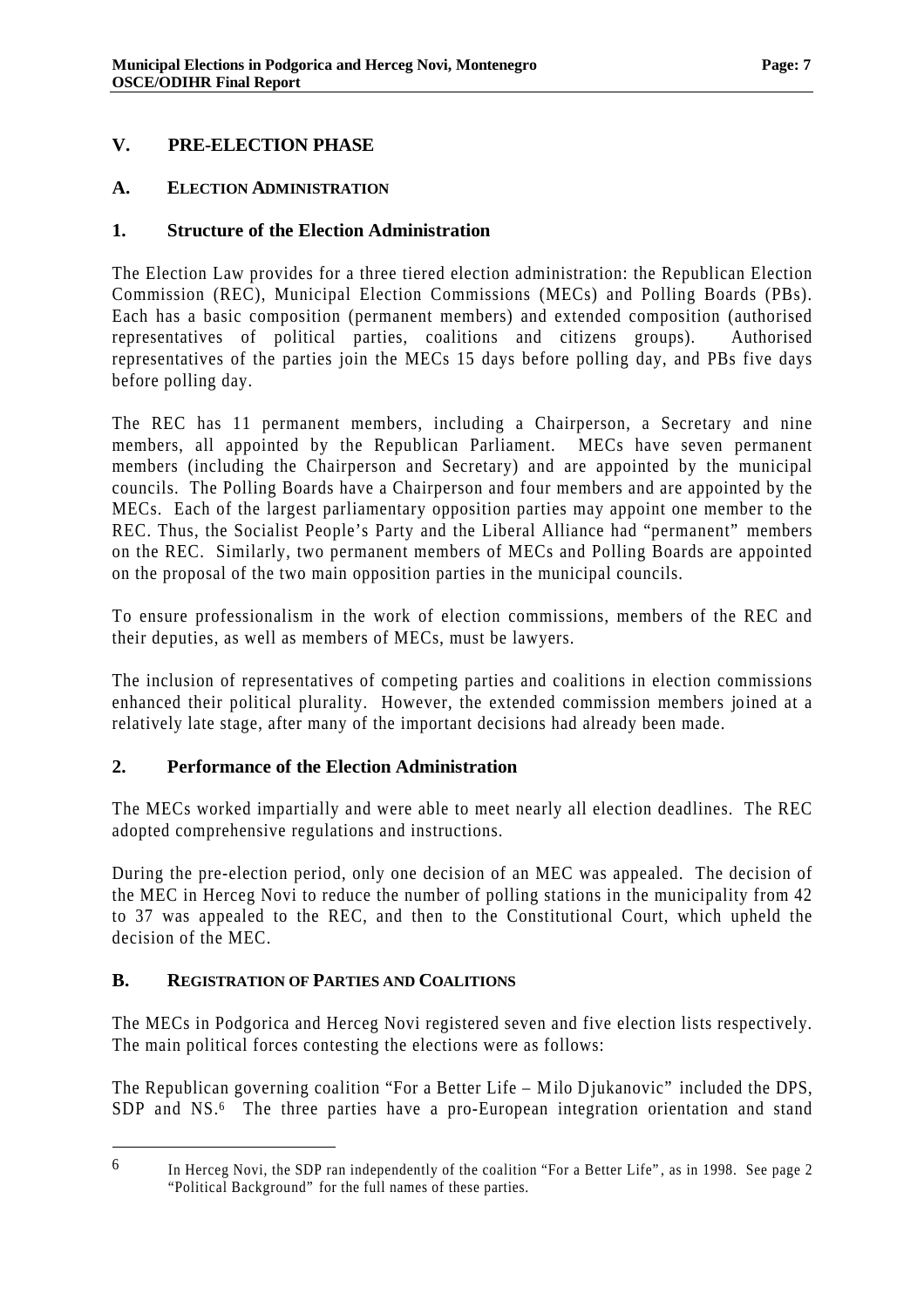## V. PRE-ELECTION PHASE

### A. ELECTION ADMINISTRATION

#### 1. Structure of the Election Administration

The Election Law provides for a three tiered election administration: the Republican Election Commission (REC), Municipal Election Commissions (MECs) and Polling Boards (PBs). Each has a basic composition (permanent members) and extended composition (authorised representatives of political parties, coalitions and citizens groups). Authorised representatives of the parties join the MECs 15 days before polling day, and PBs five days before polling day.

The REC has 11 permanent members, including a Chairperson, a Secretary and nine members, all appointed by the Republican Parliament. MECs have seven permanent members (including the Chairperson and Secretary) and are appointed by the municipal councils. The Polling Boards have a Chairperson and four members and are appointed by the MECs. Each of the largest parliamentary opposition parties may appoint one member to the REC. Thus, the Socialist People's Party and the Liberal Alliance had "permanent" members on the REC. Similarly, two permanent members of MECs and Polling Boards are appointed on the proposal of the two main opposition parties in the municipal councils.

To ensure professionalism in the work of election commissions, members of the REC and their deputies, as well as members of MECs, must be lawyers.

The inclusion of representatives of competing parties and coalitions in election commissions enhanced their political plurality. However, the extended commission members joined at a relatively late stage, after many of the important decisions had already been made.

#### 2. Performance of the Election Administration

The MECs worked impartially and were able to meet nearly all election deadlines. The REC adopted comprehensive regulations and instructions.

During the pre-election period, only one decision of an MEC was appealed. The decision of the MEC in Herceg Novi to reduce the number of polling stations in the municipality from 42 to 37 was appealed to the REC, and then to the Constitutional Court, which upheld the decision of the MEC.

### B. REGISTRATION OF PARTIES AND COALITIONS

The MECs in Podgorica and Herceg Novi registered seven and five election lists respectively. The main political forces contesting the elections were as follows:

The Republican governing coalition "For a Better Life – Milo Djukanovic" included the DPS, SDP and NS.[6] The three parties have a pro-European integration orientation and stand

---

[6] In Herceg Novi, the SDP ran independently of the coalition "For a Better Life", as in 1998. See page 2 "Political Background" for the full names of these parties.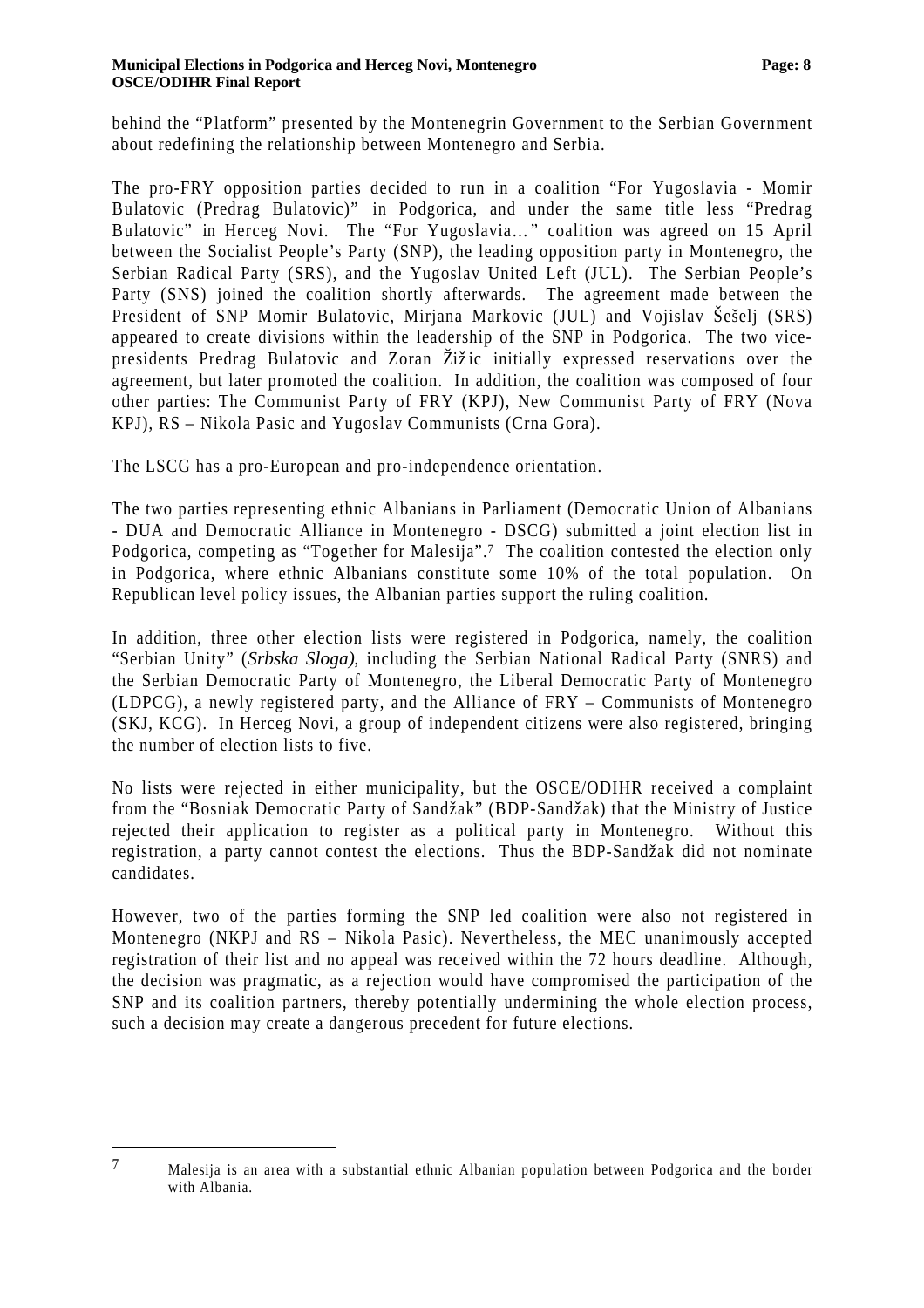behind the "Platform" presented by the Montenegrin Government to the Serbian Government about redefining the relationship between Montenegro and Serbia.

The pro-FRY opposition parties decided to run in a coalition "For Yugoslavia - Momir Bulatovic (Predrag Bulatovic)" in Podgorica, and under the same title less "Predrag Bulatovic" in Herceg Novi. The "For Yugoslavia…" coalition was agreed on 15 April between the Socialist People's Party (SNP), the leading opposition party in Montenegro, the Serbian Radical Party (SRS), and the Yugoslav United Left (JUL). The Serbian People's Party (SNS) joined the coalition shortly afterwards. The agreement made between the President of SNP Momir Bulatovic, Mirjana Markovic (JUL) and Vojislav Šešelj (SRS) appeared to create divisions within the leadership of the SNP in Podgorica. The two vice-presidents Predrag Bulatovic and Zoran Žižic initially expressed reservations over the agreement, but later promoted the coalition. In addition, the coalition was composed of four other parties: The Communist Party of FRY (KPJ), New Communist Party of FRY (Nova KPJ), RS – Nikola Pasic and Yugoslav Communists (Crna Gora).

The LSCG has a pro-European and pro-independence orientation.

The two parties representing ethnic Albanians in Parliament (Democratic Union of Albanians - DUA and Democratic Alliance in Montenegro - DSCG) submitted a joint election list in Podgorica, competing as "Together for Malesija".[7] The coalition contested the election only in Podgorica, where ethnic Albanians constitute some 10% of the total population. On Republican level policy issues, the Albanian parties support the ruling coalition.

In addition, three other election lists were registered in Podgorica, namely, the coalition "Serbian Unity" (*Srbska Sloga)*, including the Serbian National Radical Party (SNRS) and the Serbian Democratic Party of Montenegro, the Liberal Democratic Party of Montenegro (LDPCG), a newly registered party, and the Alliance of FRY – Communists of Montenegro (SKJ, KCG). In Herceg Novi, a group of independent citizens were also registered, bringing the number of election lists to five.

No lists were rejected in either municipality, but the OSCE/ODIHR received a complaint from the "Bosniak Democratic Party of Sandžak" (BDP-Sandžak) that the Ministry of Justice rejected their application to register as a political party in Montenegro. Without this registration, a party cannot contest the elections. Thus the BDP-Sandžak did not nominate candidates.

However, two of the parties forming the SNP led coalition were also not registered in Montenegro (NKPJ and RS – Nikola Pasic). Nevertheless, the MEC unanimously accepted registration of their list and no appeal was received within the 72 hours deadline. Although, the decision was pragmatic, as a rejection would have compromised the participation of the SNP and its coalition partners, thereby potentially undermining the whole election process, such a decision may create a dangerous precedent for future elections.

---

[7] Malesija is an area with a substantial ethnic Albanian population between Podgorica and the border with Albania.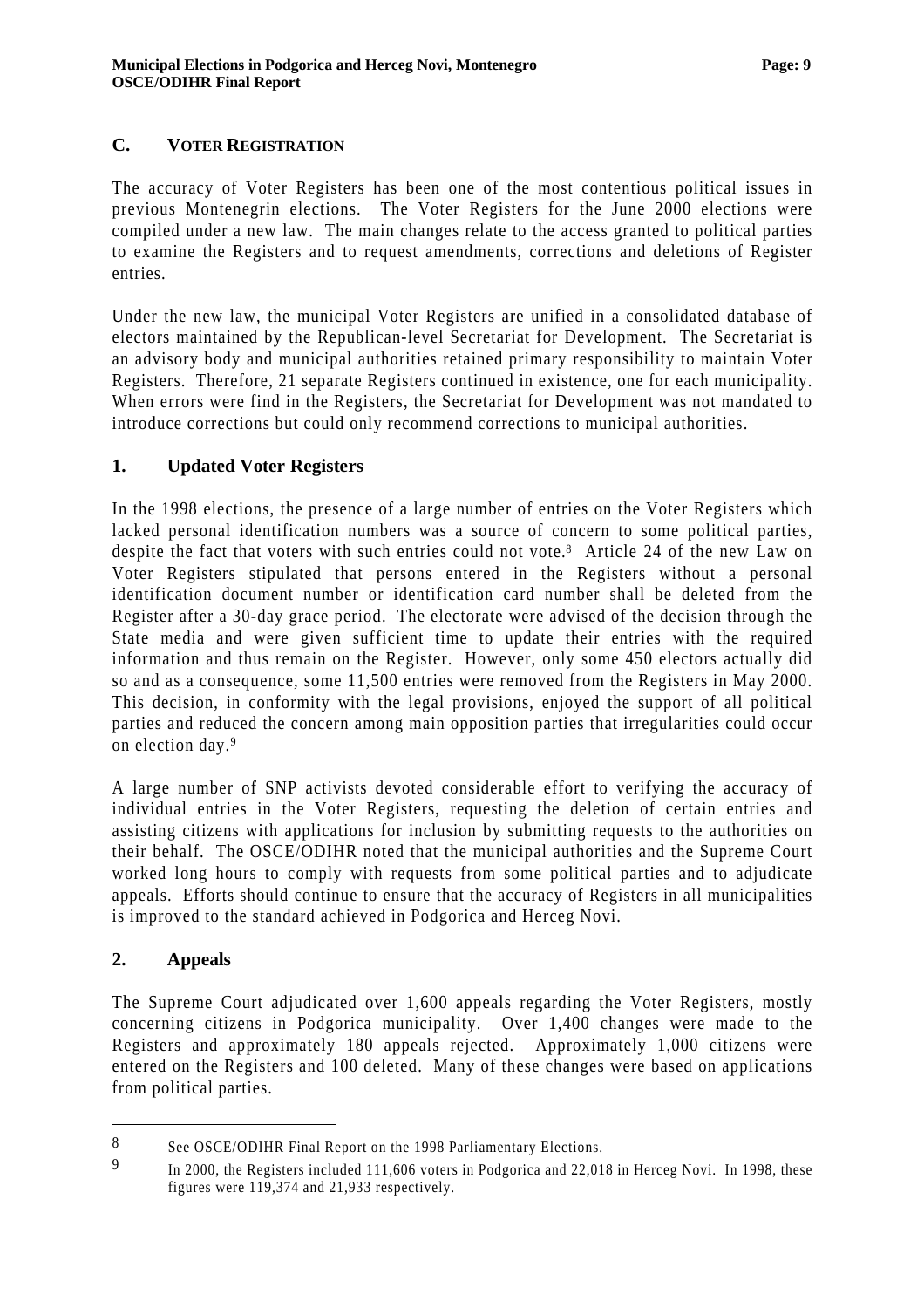## C. VOTER REGISTRATION

The accuracy of Voter Registers has been one of the most contentious political issues in previous Montenegrin elections. The Voter Registers for the June 2000 elections were compiled under a new law. The main changes relate to the access granted to political parties to examine the Registers and to request amendments, corrections and deletions of Register entries.

Under the new law, the municipal Voter Registers are unified in a consolidated database of electors maintained by the Republican-level Secretariat for Development. The Secretariat is an advisory body and municipal authorities retained primary responsibility to maintain Voter Registers. Therefore, 21 separate Registers continued in existence, one for each municipality. When errors were find in the Registers, the Secretariat for Development was not mandated to introduce corrections but could only recommend corrections to municipal authorities.

### 1. Updated Voter Registers

In the 1998 elections, the presence of a large number of entries on the Voter Registers which lacked personal identification numbers was a source of concern to some political parties, despite the fact that voters with such entries could not vote.[8] Article 24 of the new Law on Voter Registers stipulated that persons entered in the Registers without a personal identification document number or identification card number shall be deleted from the Register after a 30-day grace period. The electorate were advised of the decision through the State media and were given sufficient time to update their entries with the required information and thus remain on the Register. However, only some 450 electors actually did so and as a consequence, some 11,500 entries were removed from the Registers in May 2000. This decision, in conformity with the legal provisions, enjoyed the support of all political parties and reduced the concern among main opposition parties that irregularities could occur on election day.[9]

A large number of SNP activists devoted considerable effort to verifying the accuracy of individual entries in the Voter Registers, requesting the deletion of certain entries and assisting citizens with applications for inclusion by submitting requests to the authorities on their behalf. The OSCE/ODIHR noted that the municipal authorities and the Supreme Court worked long hours to comply with requests from some political parties and to adjudicate appeals. Efforts should continue to ensure that the accuracy of Registers in all municipalities is improved to the standard achieved in Podgorica and Herceg Novi.

### 2. Appeals

The Supreme Court adjudicated over 1,600 appeals regarding the Voter Registers, mostly concerning citizens in Podgorica municipality. Over 1,400 changes were made to the Registers and approximately 180 appeals rejected. Approximately 1,000 citizens were entered on the Registers and 100 deleted. Many of these changes were based on applications from political parties.

---

[8] See OSCE/ODIHR Final Report on the 1998 Parliamentary Elections.

[9] In 2000, the Registers included 111,606 voters in Podgorica and 22,018 in Herceg Novi. In 1998, these figures were 119,374 and 21,933 respectively.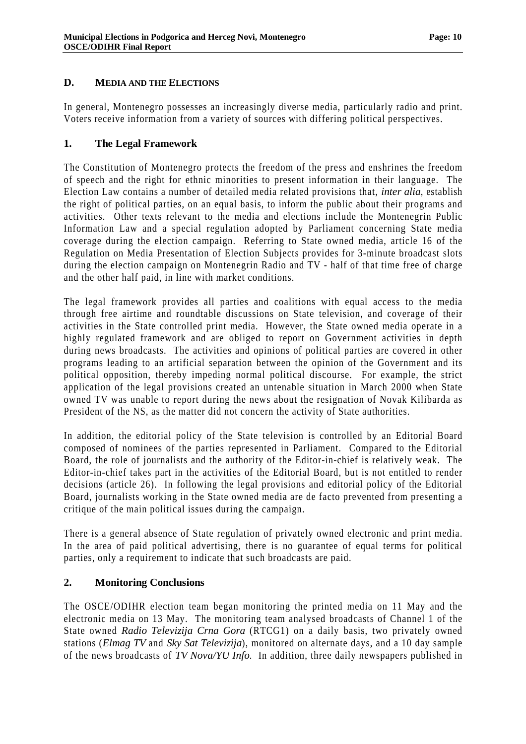## D. MEDIA AND THE ELECTIONS

In general, Montenegro possesses an increasingly diverse media, particularly radio and print. Voters receive information from a variety of sources with differing political perspectives.

### 1. The Legal Framework

The Constitution of Montenegro protects the freedom of the press and enshrines the freedom of speech and the right for ethnic minorities to present information in their language. The Election Law contains a number of detailed media related provisions that, *inter alia*, establish the right of political parties, on an equal basis, to inform the public about their programs and activities. Other texts relevant to the media and elections include the Montenegrin Public Information Law and a special regulation adopted by Parliament concerning State media coverage during the election campaign. Referring to State owned media, article 16 of the Regulation on Media Presentation of Election Subjects provides for 3-minute broadcast slots during the election campaign on Montenegrin Radio and TV - half of that time free of charge and the other half paid, in line with market conditions.

The legal framework provides all parties and coalitions with equal access to the media through free airtime and roundtable discussions on State television, and coverage of their activities in the State controlled print media. However, the State owned media operate in a highly regulated framework and are obliged to report on Government activities in depth during news broadcasts. The activities and opinions of political parties are covered in other programs leading to an artificial separation between the opinion of the Government and its political opposition, thereby impeding normal political discourse. For example, the strict application of the legal provisions created an untenable situation in March 2000 when State owned TV was unable to report during the news about the resignation of Novak Kilibarda as President of the NS, as the matter did not concern the activity of State authorities.

In addition, the editorial policy of the State television is controlled by an Editorial Board composed of nominees of the parties represented in Parliament. Compared to the Editorial Board, the role of journalists and the authority of the Editor-in-chief is relatively weak. The Editor-in-chief takes part in the activities of the Editorial Board, but is not entitled to render decisions (article 26). In following the legal provisions and editorial policy of the Editorial Board, journalists working in the State owned media are de facto prevented from presenting a critique of the main political issues during the campaign.

There is a general absence of State regulation of privately owned electronic and print media. In the area of paid political advertising, there is no guarantee of equal terms for political parties, only a requirement to indicate that such broadcasts are paid.

### 2. Monitoring Conclusions

The OSCE/ODIHR election team began monitoring the printed media on 11 May and the electronic media on 13 May. The monitoring team analysed broadcasts of Channel 1 of the State owned *Radio Televizija Crna Gora* (RTCG1) on a daily basis, two privately owned stations (*Elmag TV* and *Sky Sat Televizija*), monitored on alternate days, and a 10 day sample of the news broadcasts of *TV Nova/YU Info.* In addition, three daily newspapers published in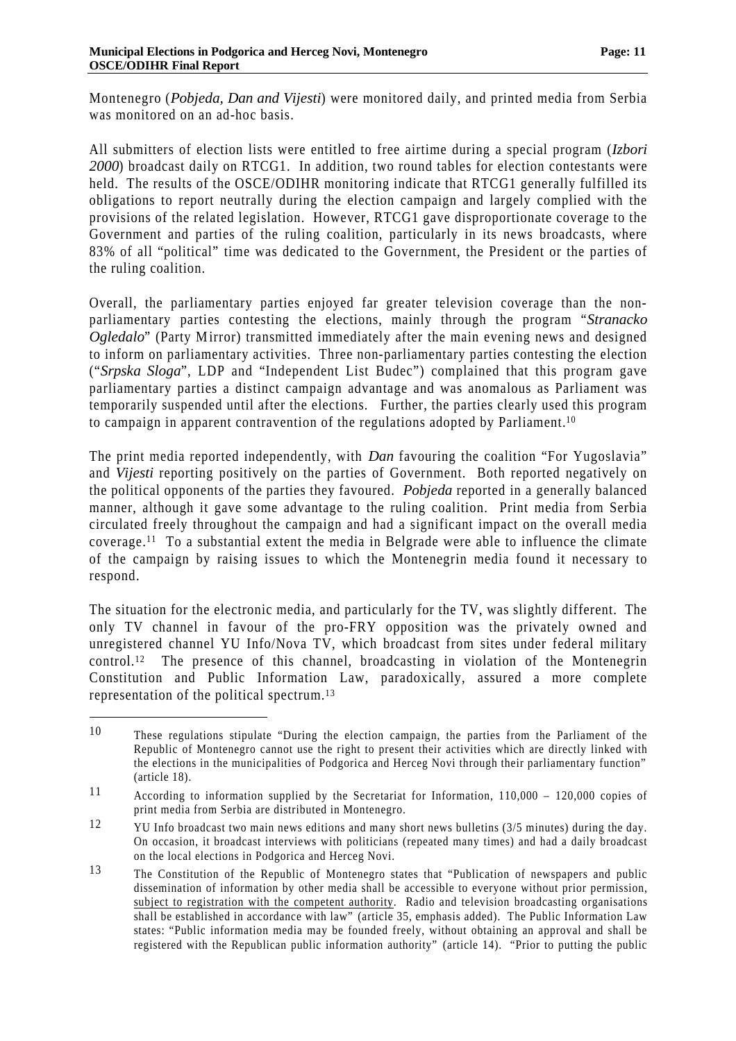Montenegro (*Pobjeda, Dan and Vijesti*) were monitored daily, and printed media from Serbia was monitored on an ad-hoc basis.

All submitters of election lists were entitled to free airtime during a special program (*Izbori 2000*) broadcast daily on RTCG1. In addition, two round tables for election contestants were held. The results of the OSCE/ODIHR monitoring indicate that RTCG1 generally fulfilled its obligations to report neutrally during the election campaign and largely complied with the provisions of the related legislation. However, RTCG1 gave disproportionate coverage to the Government and parties of the ruling coalition, particularly in its news broadcasts, where 83% of all "political" time was dedicated to the Government, the President or the parties of the ruling coalition.

Overall, the parliamentary parties enjoyed far greater television coverage than the non-parliamentary parties contesting the elections, mainly through the program "*Stranacko Ogledalo*" (Party Mirror) transmitted immediately after the main evening news and designed to inform on parliamentary activities. Three non-parliamentary parties contesting the election ("*Srpska Sloga*", LDP and "Independent List Budec") complained that this program gave parliamentary parties a distinct campaign advantage and was anomalous as Parliament was temporarily suspended until after the elections. Further, the parties clearly used this program to campaign in apparent contravention of the regulations adopted by Parliament.[10]

The print media reported independently, with *Dan* favouring the coalition "For Yugoslavia" and *Vijesti* reporting positively on the parties of Government. Both reported negatively on the political opponents of the parties they favoured. *Pobjeda* reported in a generally balanced manner, although it gave some advantage to the ruling coalition. Print media from Serbia circulated freely throughout the campaign and had a significant impact on the overall media coverage.[11] To a substantial extent the media in Belgrade were able to influence the climate of the campaign by raising issues to which the Montenegrin media found it necessary to respond.

The situation for the electronic media, and particularly for the TV, was slightly different. The only TV channel in favour of the pro-FRY opposition was the privately owned and unregistered channel YU Info/Nova TV, which broadcast from sites under federal military control.[12] The presence of this channel, broadcasting in violation of the Montenegrin Constitution and Public Information Law, paradoxically, assured a more complete representation of the political spectrum.[13]

---

[10] These regulations stipulate "During the election campaign, the parties from the Parliament of the Republic of Montenegro cannot use the right to present their activities which are directly linked with the elections in the municipalities of Podgorica and Herceg Novi through their parliamentary function" (article 18).

[11] According to information supplied by the Secretariat for Information, 110,000 – 120,000 copies of print media from Serbia are distributed in Montenegro.

[12] YU Info broadcast two main news editions and many short news bulletins (3/5 minutes) during the day. On occasion, it broadcast interviews with politicians (repeated many times) and had a daily broadcast on the local elections in Podgorica and Herceg Novi.

[13] The Constitution of the Republic of Montenegro states that "Publication of newspapers and public dissemination of information by other media shall be accessible to everyone without prior permission, <u>subject to registration with the competent authority</u>. Radio and television broadcasting organisations shall be established in accordance with law" (article 35, emphasis added). The Public Information Law states: "Public information media may be founded freely, without obtaining an approval and shall be registered with the Republican public information authority" (article 14). "Prior to putting the public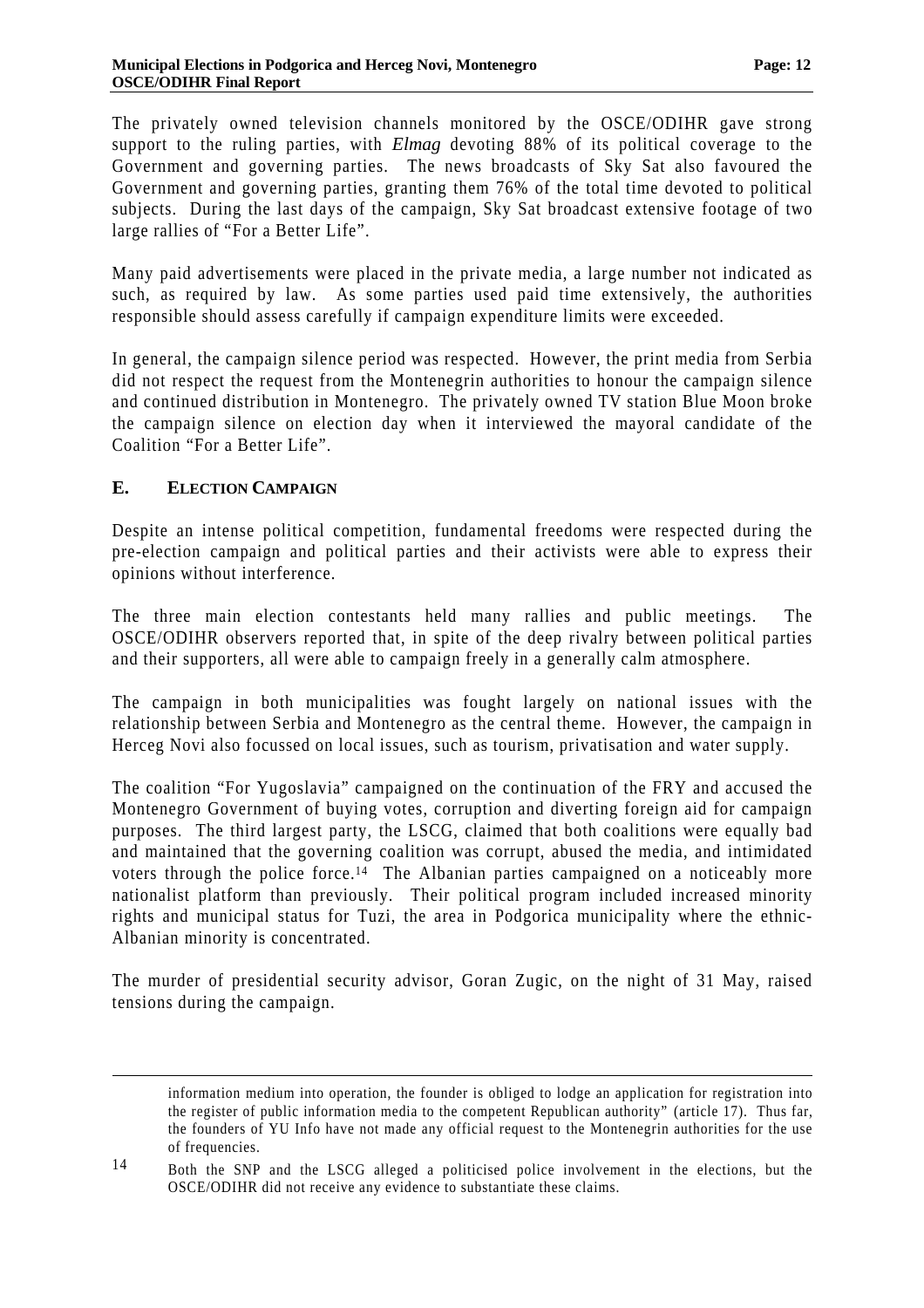The privately owned television channels monitored by the OSCE/ODIHR gave strong support to the ruling parties, with *Elmag* devoting 88% of its political coverage to the Government and governing parties. The news broadcasts of Sky Sat also favoured the Government and governing parties, granting them 76% of the total time devoted to political subjects. During the last days of the campaign, Sky Sat broadcast extensive footage of two large rallies of "For a Better Life".

Many paid advertisements were placed in the private media, a large number not indicated as such, as required by law. As some parties used paid time extensively, the authorities responsible should assess carefully if campaign expenditure limits were exceeded.

In general, the campaign silence period was respected. However, the print media from Serbia did not respect the request from the Montenegrin authorities to honour the campaign silence and continued distribution in Montenegro. The privately owned TV station Blue Moon broke the campaign silence on election day when it interviewed the mayoral candidate of the Coalition "For a Better Life".

## E. ELECTION CAMPAIGN

Despite an intense political competition, fundamental freedoms were respected during the pre-election campaign and political parties and their activists were able to express their opinions without interference.

The three main election contestants held many rallies and public meetings. The OSCE/ODIHR observers reported that, in spite of the deep rivalry between political parties and their supporters, all were able to campaign freely in a generally calm atmosphere.

The campaign in both municipalities was fought largely on national issues with the relationship between Serbia and Montenegro as the central theme. However, the campaign in Herceg Novi also focussed on local issues, such as tourism, privatisation and water supply.

The coalition "For Yugoslavia" campaigned on the continuation of the FRY and accused the Montenegro Government of buying votes, corruption and diverting foreign aid for campaign purposes. The third largest party, the LSCG, claimed that both coalitions were equally bad and maintained that the governing coalition was corrupt, abused the media, and intimidated voters through the police force.[14] The Albanian parties campaigned on a noticeably more nationalist platform than previously. Their political program included increased minority rights and municipal status for Tuzi, the area in Podgorica municipality where the ethnic-Albanian minority is concentrated.

The murder of presidential security advisor, Goran Zugic, on the night of 31 May, raised tensions during the campaign.

---

information medium into operation, the founder is obliged to lodge an application for registration into the register of public information media to the competent Republican authority" (article 17). Thus far, the founders of YU Info have not made any official request to the Montenegrin authorities for the use of frequencies.

14 Both the SNP and the LSCG alleged a politicised police involvement in the elections, but the OSCE/ODIHR did not receive any evidence to substantiate these claims.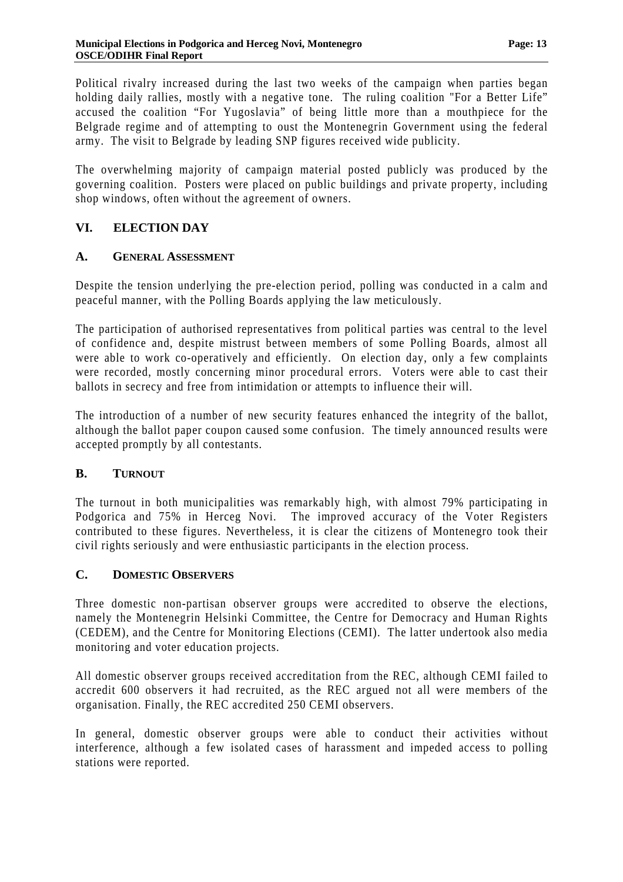Political rivalry increased during the last two weeks of the campaign when parties began holding daily rallies, mostly with a negative tone. The ruling coalition "For a Better Life" accused the coalition "For Yugoslavia" of being little more than a mouthpiece for the Belgrade regime and of attempting to oust the Montenegrin Government using the federal army. The visit to Belgrade by leading SNP figures received wide publicity.

The overwhelming majority of campaign material posted publicly was produced by the governing coalition. Posters were placed on public buildings and private property, including shop windows, often without the agreement of owners.

## VI. ELECTION DAY

### A. GENERAL ASSESSMENT

Despite the tension underlying the pre-election period, polling was conducted in a calm and peaceful manner, with the Polling Boards applying the law meticulously.

The participation of authorised representatives from political parties was central to the level of confidence and, despite mistrust between members of some Polling Boards, almost all were able to work co-operatively and efficiently. On election day, only a few complaints were recorded, mostly concerning minor procedural errors. Voters were able to cast their ballots in secrecy and free from intimidation or attempts to influence their will.

The introduction of a number of new security features enhanced the integrity of the ballot, although the ballot paper coupon caused some confusion. The timely announced results were accepted promptly by all contestants.

### B. TURNOUT

The turnout in both municipalities was remarkably high, with almost 79% participating in Podgorica and 75% in Herceg Novi. The improved accuracy of the Voter Registers contributed to these figures. Nevertheless, it is clear the citizens of Montenegro took their civil rights seriously and were enthusiastic participants in the election process.

### C. DOMESTIC OBSERVERS

Three domestic non-partisan observer groups were accredited to observe the elections, namely the Montenegrin Helsinki Committee, the Centre for Democracy and Human Rights (CEDEM), and the Centre for Monitoring Elections (CEMI). The latter undertook also media monitoring and voter education projects.

All domestic observer groups received accreditation from the REC, although CEMI failed to accredit 600 observers it had recruited, as the REC argued not all were members of the organisation. Finally, the REC accredited 250 CEMI observers.

In general, domestic observer groups were able to conduct their activities without interference, although a few isolated cases of harassment and impeded access to polling stations were reported.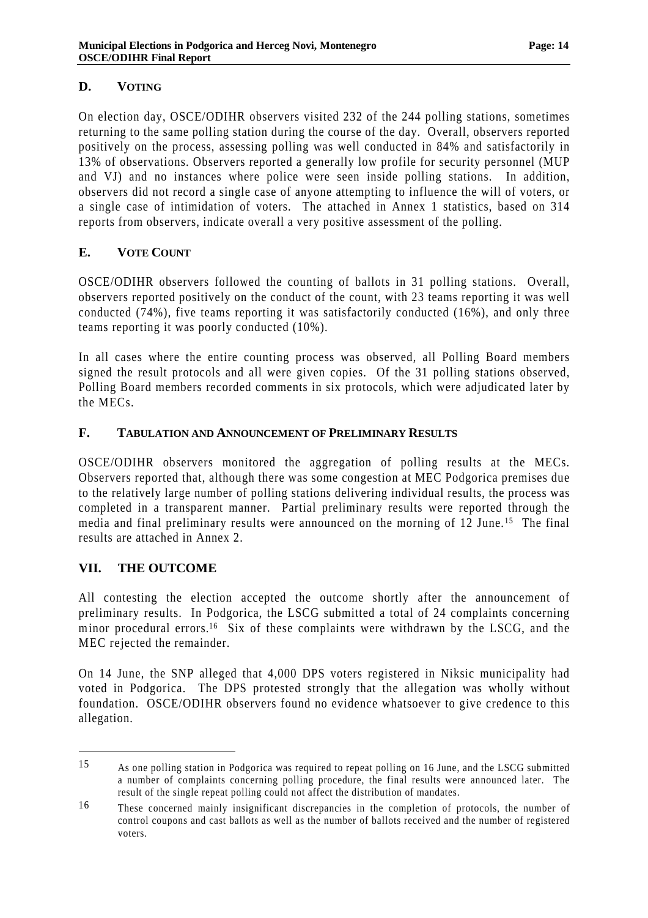### D. VOTING

On election day, OSCE/ODIHR observers visited 232 of the 244 polling stations, sometimes returning to the same polling station during the course of the day. Overall, observers reported positively on the process, assessing polling was well conducted in 84% and satisfactorily in 13% of observations. Observers reported a generally low profile for security personnel (MUP and VJ) and no instances where police were seen inside polling stations. In addition, observers did not record a single case of anyone attempting to influence the will of voters, or a single case of intimidation of voters. The attached in Annex 1 statistics, based on 314 reports from observers, indicate overall a very positive assessment of the polling.

### E. VOTE COUNT

OSCE/ODIHR observers followed the counting of ballots in 31 polling stations. Overall, observers reported positively on the conduct of the count, with 23 teams reporting it was well conducted (74%), five teams reporting it was satisfactorily conducted (16%), and only three teams reporting it was poorly conducted (10%).

In all cases where the entire counting process was observed, all Polling Board members signed the result protocols and all were given copies. Of the 31 polling stations observed, Polling Board members recorded comments in six protocols, which were adjudicated later by the MECs.

### F. TABULATION AND ANNOUNCEMENT OF PRELIMINARY RESULTS

OSCE/ODIHR observers monitored the aggregation of polling results at the MECs. Observers reported that, although there was some congestion at MEC Podgorica premises due to the relatively large number of polling stations delivering individual results, the process was completed in a transparent manner. Partial preliminary results were reported through the media and final preliminary results were announced on the morning of 12 June.[15] The final results are attached in Annex 2.

## VII. THE OUTCOME

All contesting the election accepted the outcome shortly after the announcement of preliminary results. In Podgorica, the LSCG submitted a total of 24 complaints concerning minor procedural errors.[16] Six of these complaints were withdrawn by the LSCG, and the MEC rejected the remainder.

On 14 June, the SNP alleged that 4,000 DPS voters registered in Niksic municipality had voted in Podgorica. The DPS protested strongly that the allegation was wholly without foundation. OSCE/ODIHR observers found no evidence whatsoever to give credence to this allegation.

---

[15] As one polling station in Podgorica was required to repeat polling on 16 June, and the LSCG submitted a number of complaints concerning polling procedure, the final results were announced later. The result of the single repeat polling could not affect the distribution of mandates.

[16] These concerned mainly insignificant discrepancies in the completion of protocols, the number of control coupons and cast ballots as well as the number of ballots received and the number of registered voters.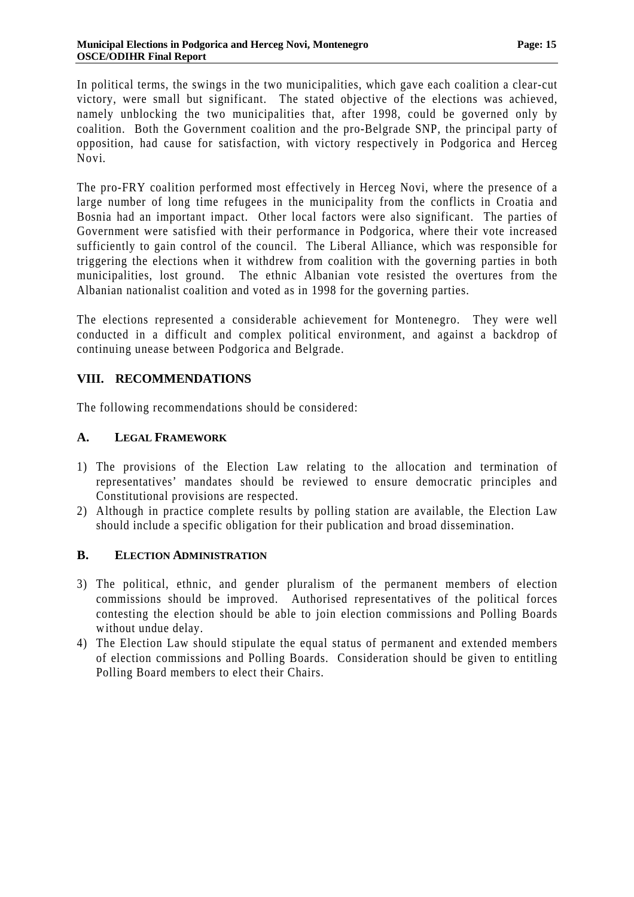In political terms, the swings in the two municipalities, which gave each coalition a clear-cut victory, were small but significant. The stated objective of the elections was achieved, namely unblocking the two municipalities that, after 1998, could be governed only by coalition. Both the Government coalition and the pro-Belgrade SNP, the principal party of opposition, had cause for satisfaction, with victory respectively in Podgorica and Herceg Novi.

The pro-FRY coalition performed most effectively in Herceg Novi, where the presence of a large number of long time refugees in the municipality from the conflicts in Croatia and Bosnia had an important impact. Other local factors were also significant. The parties of Government were satisfied with their performance in Podgorica, where their vote increased sufficiently to gain control of the council. The Liberal Alliance, which was responsible for triggering the elections when it withdrew from coalition with the governing parties in both municipalities, lost ground. The ethnic Albanian vote resisted the overtures from the Albanian nationalist coalition and voted as in 1998 for the governing parties.

The elections represented a considerable achievement for Montenegro. They were well conducted in a difficult and complex political environment, and against a backdrop of continuing unease between Podgorica and Belgrade.

## VIII. RECOMMENDATIONS

The following recommendations should be considered:

### A. Legal Framework

1) The provisions of the Election Law relating to the allocation and termination of representatives' mandates should be reviewed to ensure democratic principles and Constitutional provisions are respected.
2) Although in practice complete results by polling station are available, the Election Law should include a specific obligation for their publication and broad dissemination.

### B. Election Administration

3) The political, ethnic, and gender pluralism of the permanent members of election commissions should be improved. Authorised representatives of the political forces contesting the election should be able to join election commissions and Polling Boards without undue delay.
4) The Election Law should stipulate the equal status of permanent and extended members of election commissions and Polling Boards. Consideration should be given to entitling Polling Board members to elect their Chairs.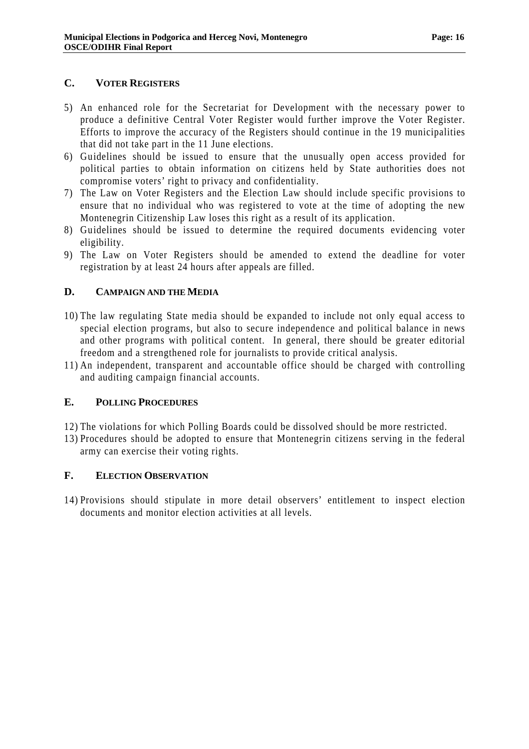## C. VOTER REGISTERS

5) An enhanced role for the Secretariat for Development with the necessary power to produce a definitive Central Voter Register would further improve the Voter Register. Efforts to improve the accuracy of the Registers should continue in the 19 municipalities that did not take part in the 11 June elections.
6) Guidelines should be issued to ensure that the unusually open access provided for political parties to obtain information on citizens held by State authorities does not compromise voters' right to privacy and confidentiality.
7) The Law on Voter Registers and the Election Law should include specific provisions to ensure that no individual who was registered to vote at the time of adopting the new Montenegrin Citizenship Law loses this right as a result of its application.
8) Guidelines should be issued to determine the required documents evidencing voter eligibility.
9) The Law on Voter Registers should be amended to extend the deadline for voter registration by at least 24 hours after appeals are filled.

## D. CAMPAIGN AND THE MEDIA

10) The law regulating State media should be expanded to include not only equal access to special election programs, but also to secure independence and political balance in news and other programs with political content. In general, there should be greater editorial freedom and a strengthened role for journalists to provide critical analysis.
11) An independent, transparent and accountable office should be charged with controlling and auditing campaign financial accounts.

## E. POLLING PROCEDURES

12) The violations for which Polling Boards could be dissolved should be more restricted.
13) Procedures should be adopted to ensure that Montenegrin citizens serving in the federal army can exercise their voting rights.

## F. ELECTION OBSERVATION

14) Provisions should stipulate in more detail observers' entitlement to inspect election documents and monitor election activities at all levels.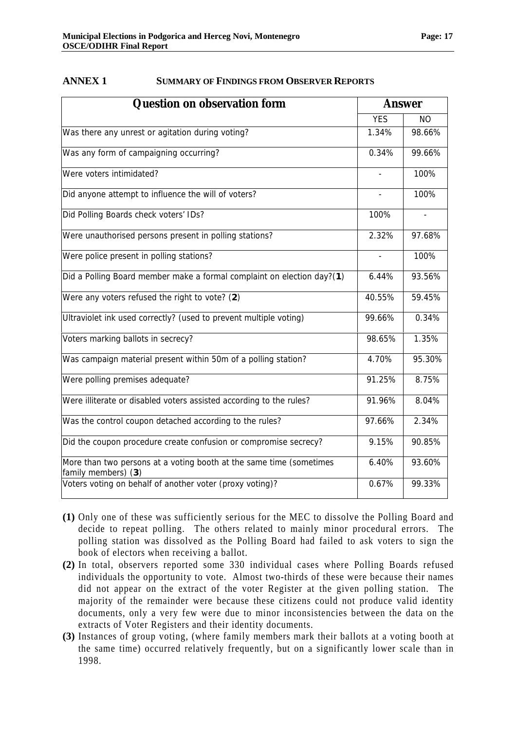## ANNEX 1 SUMMARY OF FINDINGS FROM OBSERVER REPORTS

| Question on observation form | Answer | |
|---|---|---|
| | YES | NO |
| Was there any unrest or agitation during voting? | 1.34% | 98.66% |
| Was any form of campaigning occurring? | 0.34% | 99.66% |
| Were voters intimidated? | - | 100% |
| Did anyone attempt to influence the will of voters? | - | 100% |
| Did Polling Boards check voters' IDs? | 100% | - |
| Were unauthorised persons present in polling stations? | 2.32% | 97.68% |
| Were police present in polling stations? | - | 100% |
| Did a Polling Board member make a formal complaint on election day?(**1**) | 6.44% | 93.56% |
| Were any voters refused the right to vote? (**2**) | 40.55% | 59.45% |
| Ultraviolet ink used correctly? (used to prevent multiple voting) | 99.66% | 0.34% |
| Voters marking ballots in secrecy? | 98.65% | 1.35% |
| Was campaign material present within 50m of a polling station? | 4.70% | 95.30% |
| Were polling premises adequate? | 91.25% | 8.75% |
| Were illiterate or disabled voters assisted according to the rules? | 91.96% | 8.04% |
| Was the control coupon detached according to the rules? | 97.66% | 2.34% |
| Did the coupon procedure create confusion or compromise secrecy? | 9.15% | 90.85% |
| More than two persons at a voting booth at the same time (sometimes family members) (**3**) | 6.40% | 93.60% |
| Voters voting on behalf of another voter (proxy voting)? | 0.67% | 99.33% |

**(1)** Only one of these was sufficiently serious for the MEC to dissolve the Polling Board and decide to repeat polling. The others related to mainly minor procedural errors. The polling station was dissolved as the Polling Board had failed to ask voters to sign the book of electors when receiving a ballot.

**(2)** In total, observers reported some 330 individual cases where Polling Boards refused individuals the opportunity to vote. Almost two-thirds of these were because their names did not appear on the extract of the voter Register at the given polling station. The majority of the remainder were because these citizens could not produce valid identity documents, only a very few were due to minor inconsistencies between the data on the extracts of Voter Registers and their identity documents.

**(3)** Instances of group voting, (where family members mark their ballots at a voting booth at the same time) occurred relatively frequently, but on a significantly lower scale than in 1998.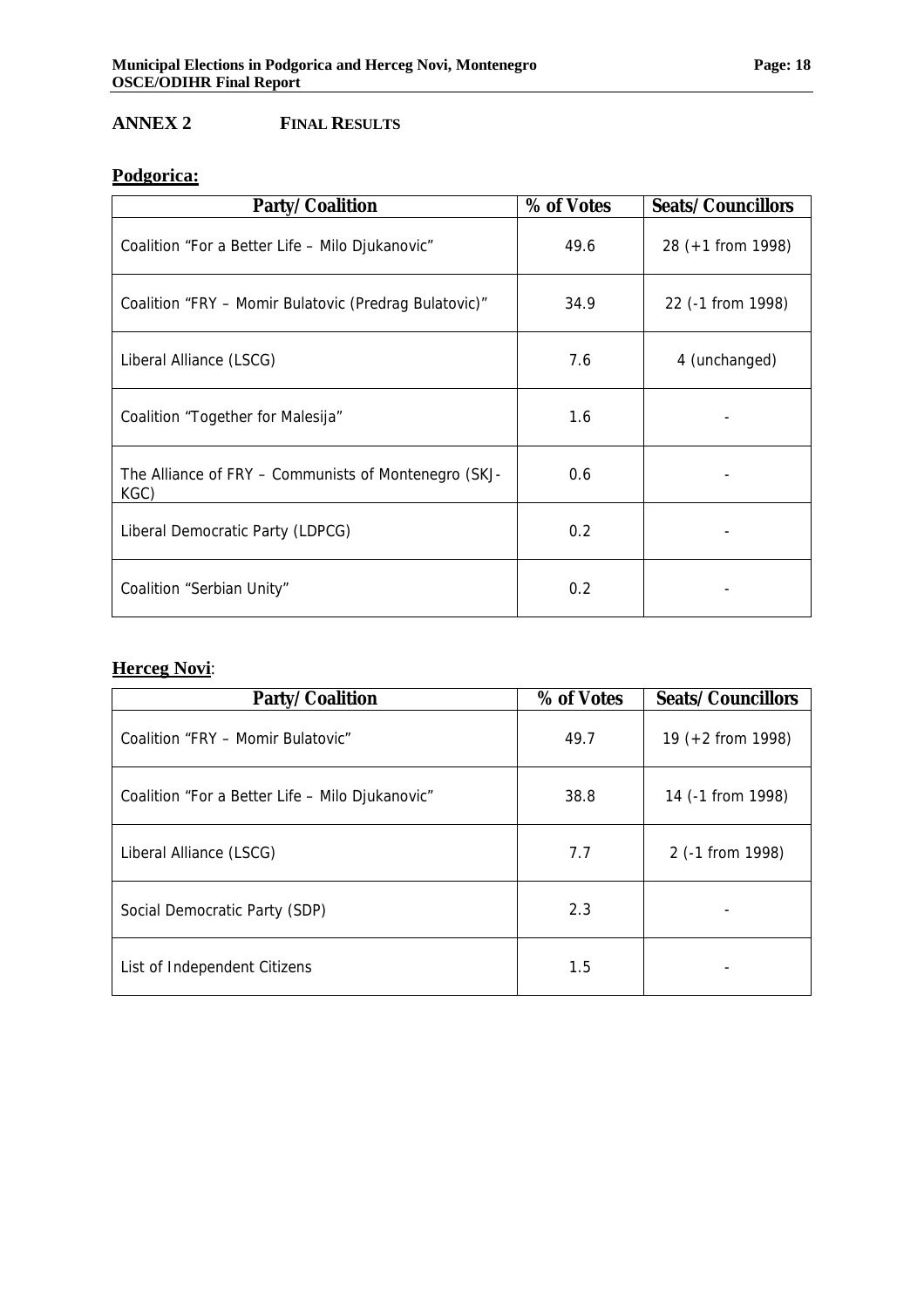## ANNEX 2 FINAL RESULTS

### Podgorica:

| Party/Coalition | % of Votes | Seats/Councillors |
|---|---|---|
| Coalition "For a Better Life – Milo Djukanovic" | 49.6 | 28 (+1 from 1998) |
| Coalition "FRY – Momir Bulatovic (Predrag Bulatovic)" | 34.9 | 22 (-1 from 1998) |
| Liberal Alliance (LSCG) | 7.6 | 4 (unchanged) |
| Coalition "Together for Malesija" | 1.6 | - |
| The Alliance of FRY – Communists of Montenegro (SKJ-KGC) | 0.6 | - |
| Liberal Democratic Party (LDPCG) | 0.2 | - |
| Coalition "Serbian Unity" | 0.2 | - |

### Herceg Novi:

| Party/Coalition | % of Votes | Seats/Councillors |
|---|---|---|
| Coalition "FRY – Momir Bulatovic" | 49.7 | 19 (+2 from 1998) |
| Coalition "For a Better Life – Milo Djukanovic" | 38.8 | 14 (-1 from 1998) |
| Liberal Alliance (LSCG) | 7.7 | 2 (-1 from 1998) |
| Social Democratic Party (SDP) | 2.3 | - |
| List of Independent Citizens | 1.5 | - |